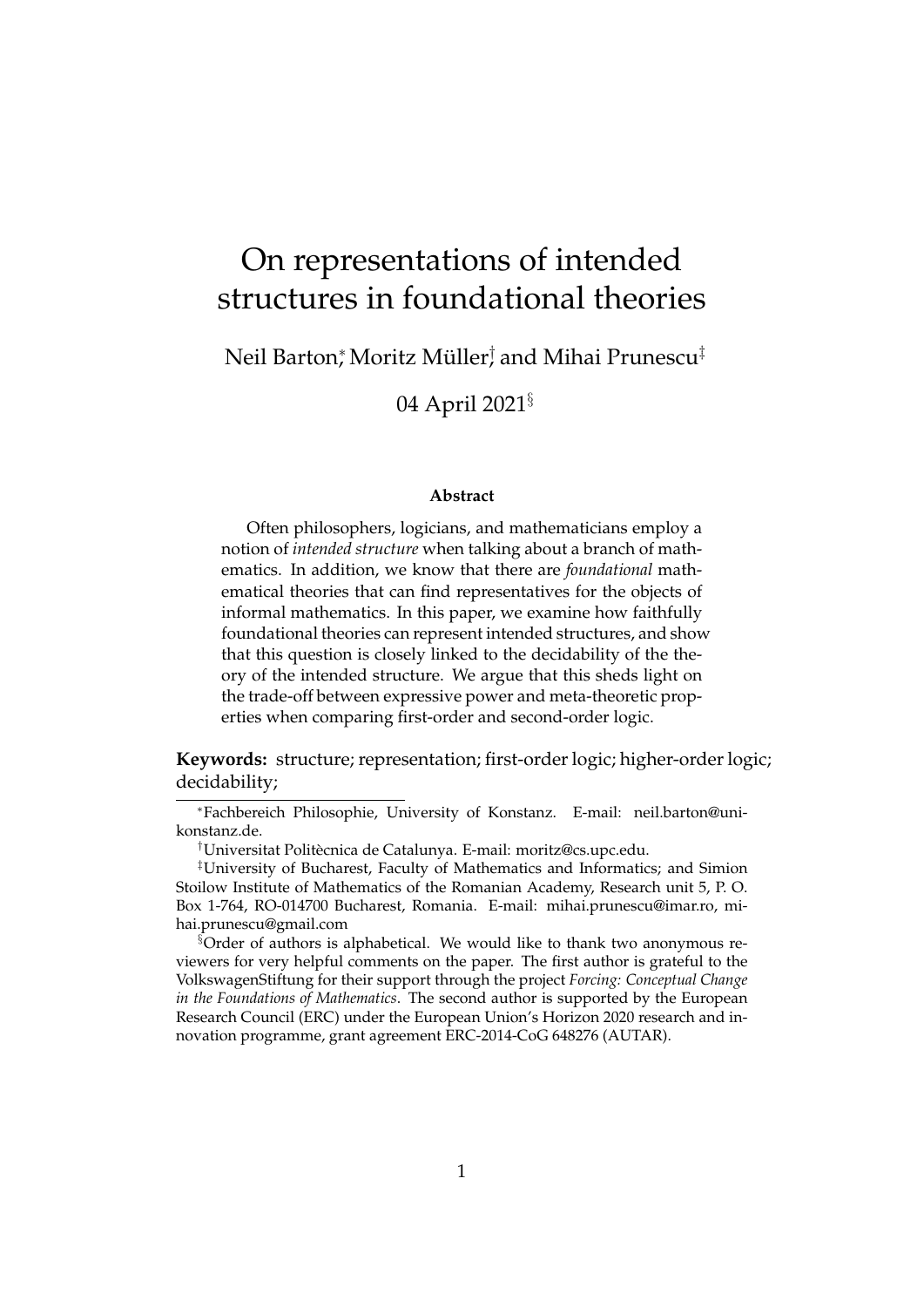# On representations of intended structures in foundational theories

Neil Barton[*], Moritz Müller[†], and Mihai Prunescu[‡]

04 April 2021[§]

### Abstract

Often philosophers, logicians, and mathematicians employ a notion of *intended structure* when talking about a branch of mathematics. In addition, we know that there are *foundational* mathematical theories that can find representatives for the objects of informal mathematics. In this paper, we examine how faithfully foundational theories can represent intended structures, and show that this question is closely linked to the decidability of the theory of the intended structure. We argue that this sheds light on the trade-off between expressive power and meta-theoretic properties when comparing first-order and second-order logic.

**Keywords:** structure; representation; first-order logic; higher-order logic; decidability;

---

[*] Fachbereich Philosophie, University of Konstanz. E-mail: neil.barton@uni-konstanz.de.

[†] Universitat Politècnica de Catalunya. E-mail: moritz@cs.upc.edu.

[‡] University of Bucharest, Faculty of Mathematics and Informatics; and Simion Stoilow Institute of Mathematics of the Romanian Academy, Research unit 5, P. O. Box 1-764, RO-014700 Bucharest, Romania. E-mail: mihai.prunescu@imar.ro, mihai.prunescu@gmail.com

[§] Order of authors is alphabetical. We would like to thank two anonymous reviewers for very helpful comments on the paper. The first author is grateful to the VolkswagenStiftung for their support through the project *Forcing: Conceptual Change in the Foundations of Mathematics*. The second author is supported by the European Research Council (ERC) under the European Union's Horizon 2020 research and innovation programme, grant agreement ERC-2014-CoG 648276 (AUTAR).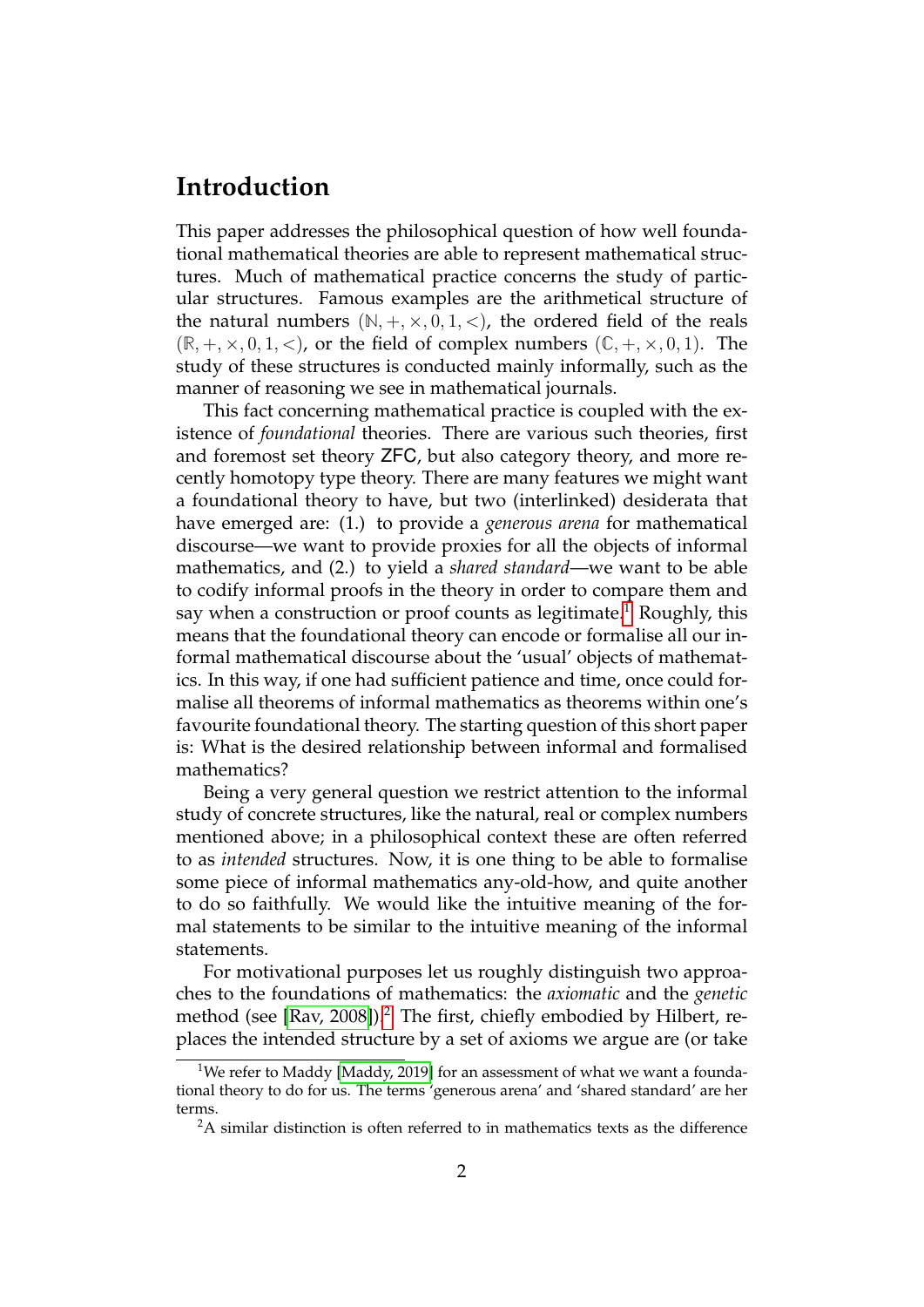# Introduction

This paper addresses the philosophical question of how well foundational mathematical theories are able to represent mathematical structures. Much of mathematical practice concerns the study of particular structures. Famous examples are the arithmetical structure of the natural numbers $(\mathbb{N}, +, \times, 0, 1, <)$, the ordered field of the reals $(\mathbb{R}, +, \times, 0, 1, <)$, or the field of complex numbers $(\mathbb{C}, +, \times, 0, 1)$. The study of these structures is conducted mainly informally, such as the manner of reasoning we see in mathematical journals.

This fact concerning mathematical practice is coupled with the existence of *foundational* theories. There are various such theories, first and foremost set theory ZFC, but also category theory, and more recently homotopy type theory. There are many features we might want a foundational theory to have, but two (interlinked) desiderata that have emerged are: (1.) to provide a *generous arena* for mathematical discourse—we want to provide proxies for all the objects of informal mathematics, and (2.) to yield a *shared standard*—we want to be able to codify informal proofs in the theory in order to compare them and say when a construction or proof counts as legitimate.[1] Roughly, this means that the foundational theory can encode or formalise all our informal mathematical discourse about the 'usual' objects of mathematics. In this way, if one had sufficient patience and time, once could formalise all theorems of informal mathematics as theorems within one's favourite foundational theory. The starting question of this short paper is: What is the desired relationship between informal and formalised mathematics?

Being a very general question we restrict attention to the informal study of concrete structures, like the natural, real or complex numbers mentioned above; in a philosophical context these are often referred to as *intended* structures. Now, it is one thing to be able to formalise some piece of informal mathematics any-old-how, and quite another to do so faithfully. We would like the intuitive meaning of the formal statements to be similar to the intuitive meaning of the informal statements.

For motivational purposes let us roughly distinguish two approaches to the foundations of mathematics: the *axiomatic* and the *genetic* method (see [Rav, 2008]).[2] The first, chiefly embodied by Hilbert, replaces the intended structure by a set of axioms we argue are (or take

[1] We refer to Maddy [Maddy, 2019] for an assessment of what we want a foundational theory to do for us. The terms 'generous arena' and 'shared standard' are her terms.

[2] A similar distinction is often referred to in mathematics texts as the difference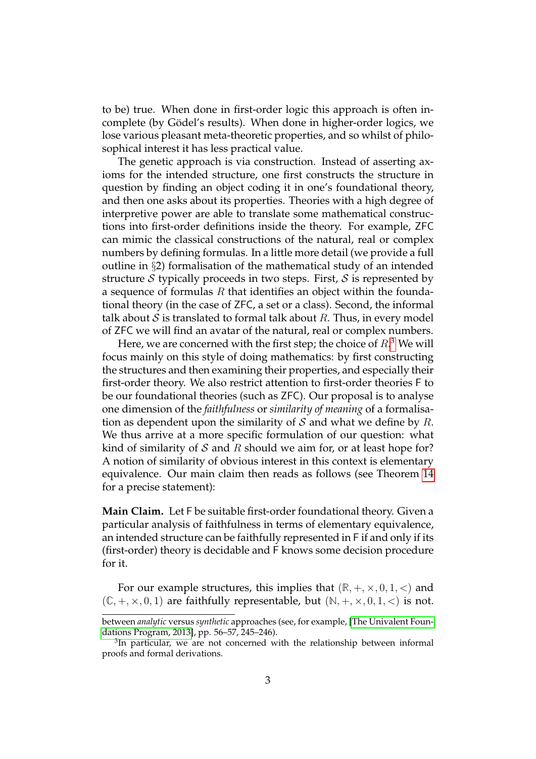to be) true. When done in first-order logic this approach is often incomplete (by Gödel's results). When done in higher-order logics, we lose various pleasant meta-theoretic properties, and so whilst of philosophical interest it has less practical value.

The genetic approach is via construction. Instead of asserting axioms for the intended structure, one first constructs the structure in question by finding an object coding it in one's foundational theory, and then one asks about its properties. Theories with a high degree of interpretive power are able to translate some mathematical constructions into first-order definitions inside the theory. For example, ZFC can mimic the classical constructions of the natural, real or complex numbers by defining formulas. In a little more detail (we provide a full outline in §2) formalisation of the mathematical study of an intended structure $\mathcal{S}$ typically proceeds in two steps. First, $\mathcal{S}$ is represented by a sequence of formulas $R$ that identifies an object within the foundational theory (in the case of ZFC, a set or a class). Second, the informal talk about $\mathcal{S}$ is translated to formal talk about $R$. Thus, in every model of ZFC we will find an avatar of the natural, real or complex numbers.

Here, we are concerned with the first step; the choice of $R$.[3] We will focus mainly on this style of doing mathematics: by first constructing the structures and then examining their properties, and especially their first-order theory. We also restrict attention to first-order theories F to be our foundational theories (such as ZFC). Our proposal is to analyse one dimension of the *faithfulness* or *similarity of meaning* of a formalisation as dependent upon the similarity of $\mathcal{S}$ and what we define by $R$. We thus arrive at a more specific formulation of our question: what kind of similarity of $\mathcal{S}$ and $R$ should we aim for, or at least hope for? A notion of similarity of obvious interest in this context is elementary equivalence. Our main claim then reads as follows (see Theorem 14 for a precise statement):

**Main Claim.** Let F be suitable first-order foundational theory. Given a particular analysis of faithfulness in terms of elementary equivalence, an intended structure can be faithfully represented in F if and only if its (first-order) theory is decidable and F knows some decision procedure for it.

For our example structures, this implies that $(\mathbb{R}, +, \times, 0, 1, <)$ and $(\mathbb{C}, +, \times, 0, 1)$ are faithfully representable, but $(\mathbb{N}, +, \times, 0, 1, <)$ is not.

---

between *analytic* versus *synthetic* approaches (see, for example, [The Univalent Foundations Program, 2013], pp. 56–57, 245–246).

[3] In particular, we are not concerned with the relationship between informal proofs and formal derivations.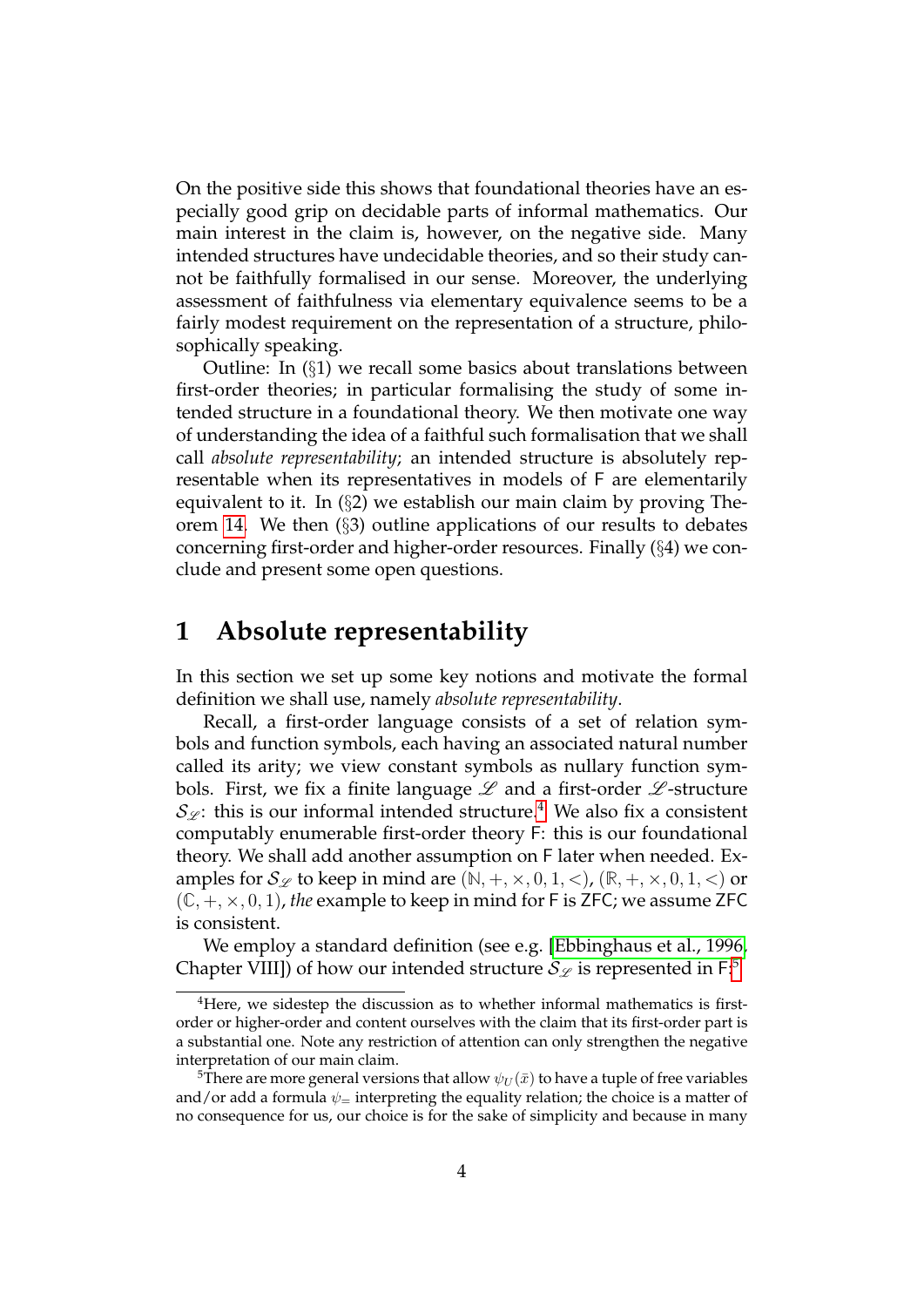On the positive side this shows that foundational theories have an especially good grip on decidable parts of informal mathematics. Our main interest in the claim is, however, on the negative side. Many intended structures have undecidable theories, and so their study cannot be faithfully formalised in our sense. Moreover, the underlying assessment of faithfulness via elementary equivalence seems to be a fairly modest requirement on the representation of a structure, philosophically speaking.

Outline: In (§1) we recall some basics about translations between first-order theories; in particular formalising the study of some intended structure in a foundational theory. We then motivate one way of understanding the idea of a faithful such formalisation that we shall call *absolute representability*; an intended structure is absolutely representable when its representatives in models of $\mathsf{F}$ are elementarily equivalent to it. In (§2) we establish our main claim by proving Theorem 14. We then (§3) outline applications of our results to debates concerning first-order and higher-order resources. Finally (§4) we conclude and present some open questions.

# 1 Absolute representability

In this section we set up some key notions and motivate the formal definition we shall use, namely *absolute representability*.

Recall, a first-order language consists of a set of relation symbols and function symbols, each having an associated natural number called its arity; we view constant symbols as nullary function symbols. First, we fix a finite language $\mathscr{L}$ and a first-order $\mathscr{L}$-structure $\mathcal{S}_{\mathscr{L}}$: this is our informal intended structure.[4] We also fix a consistent computably enumerable first-order theory $\mathsf{F}$: this is our foundational theory. We shall add another assumption on $\mathsf{F}$ later when needed. Examples for $\mathcal{S}_{\mathscr{L}}$ to keep in mind are $(\mathbb{N}, +, \times, 0, 1, <)$, $(\mathbb{R}, +, \times, 0, 1, <)$ or $(\mathbb{C}, +, \times, 0, 1)$, *the* example to keep in mind for $\mathsf{F}$ is $\mathsf{ZFC}$; we assume $\mathsf{ZFC}$ is consistent.

We employ a standard definition (see e.g. [Ebbinghaus et al., 1996, Chapter VIII]) of how our intended structure $\mathcal{S}_{\mathscr{L}}$ is represented in $\mathsf{F}$:[5]

[4] Here, we sidestep the discussion as to whether informal mathematics is first-order or higher-order and content ourselves with the claim that its first-order part is a substantial one. Note any restriction of attention can only strengthen the negative interpretation of our main claim.

[5] There are more general versions that allow $\psi_U(\bar{x})$ to have a tuple of free variables and/or add a formula $\psi_=$ interpreting the equality relation; the choice is a matter of no consequence for us, our choice is for the sake of simplicity and because in many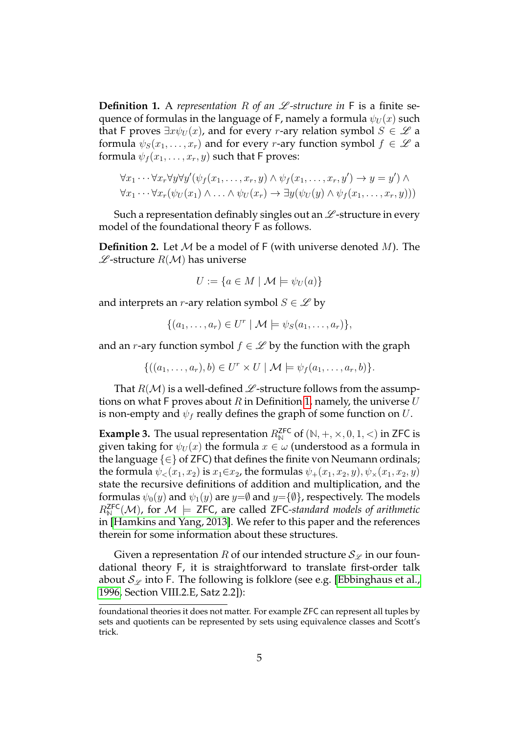**Definition 1.** A *representation $R$ of an $\mathscr{L}$-structure in* $\mathsf{F}$ is a finite sequence of formulas in the language of $\mathsf{F}$, namely a formula $\psi_U(x)$ such that $\mathsf{F}$ proves $\exists x \psi_U(x)$, and for every $r$-ary relation symbol $S \in \mathscr{L}$ a formula $\psi_S(x_1, \ldots, x_r)$ and for every $r$-ary function symbol $f \in \mathscr{L}$ a formula $\psi_f(x_1, \ldots, x_r, y)$ such that $\mathsf{F}$ proves:

$$\forall x_1 \cdots \forall x_r \forall y \forall y' (\psi_f(x_1, \ldots, x_r, y) \wedge \psi_f(x_1, \ldots, x_r, y') \rightarrow y = y') \wedge$$
$$\forall x_1 \cdots \forall x_r (\psi_U(x_1) \wedge \ldots \wedge \psi_U(x_r) \rightarrow \exists y (\psi_U(y) \wedge \psi_f(x_1, \ldots, x_r, y)))$$

Such a representation definably singles out an $\mathscr{L}$-structure in every model of the foundational theory $\mathsf{F}$ as follows.

**Definition 2.** Let $\mathcal{M}$ be a model of $\mathsf{F}$ (with universe denoted $M$). The $\mathscr{L}$-structure $R(\mathcal{M})$ has universe

$$U := \{a \in M \mid \mathcal{M} \models \psi_U(a)\}$$

and interprets an $r$-ary relation symbol $S \in \mathscr{L}$ by

$$\{(a_1, \ldots, a_r) \in U^r \mid \mathcal{M} \models \psi_S(a_1, \ldots, a_r)\},$$

and an $r$-ary function symbol $f \in \mathscr{L}$ by the function with the graph

$$\{((a_1, \ldots, a_r), b) \in U^r \times U \mid \mathcal{M} \models \psi_f(a_1, \ldots, a_r, b)\}.$$

That $R(\mathcal{M})$ is a well-defined $\mathscr{L}$-structure follows from the assumptions on what $\mathsf{F}$ proves about $R$ in Definition 1, namely, the universe $U$ is non-empty and $\psi_f$ really defines the graph of some function on $U$.

**Example 3.** The usual representation $R^{\mathsf{ZFC}}_{\mathbb{N}}$ of $(\mathbb{N}, +, \times, 0, 1, <)$ in $\mathsf{ZFC}$ is given taking for $\psi_U(x)$ the formula $x \in \omega$ (understood as a formula in the language $\{\in\}$ of $\mathsf{ZFC}$) that defines the finite von Neumann ordinals; the formula $\psi_<(x_1, x_2)$ is $x_1 \in x_2$, the formulas $\psi_+(x_1, x_2, y), \psi_\times(x_1, x_2, y)$ state the recursive definitions of addition and multiplication, and the formulas $\psi_0(y)$ and $\psi_1(y)$ are $y = \emptyset$ and $y = \{\emptyset\}$, respectively. The models $R^{\mathsf{ZFC}}_{\mathbb{N}}(\mathcal{M})$, for $\mathcal{M} \models \mathsf{ZFC}$, are called $\mathsf{ZFC}$*-standard models of arithmetic* in [Hamkins and Yang, 2013]. We refer to this paper and the references therein for some information about these structures.

Given a representation $R$ of our intended structure $\mathcal{S}_{\mathscr{L}}$ in our foundational theory $\mathsf{F}$, it is straightforward to translate first-order talk about $\mathcal{S}_{\mathscr{L}}$ into $\mathsf{F}$. The following is folklore (see e.g. [Ebbinghaus et al., 1996, Section VIII.2.E, Satz 2.2]):

---

foundational theories it does not matter. For example ZFC can represent all tuples by sets and quotients can be represented by sets using equivalence classes and Scott's trick.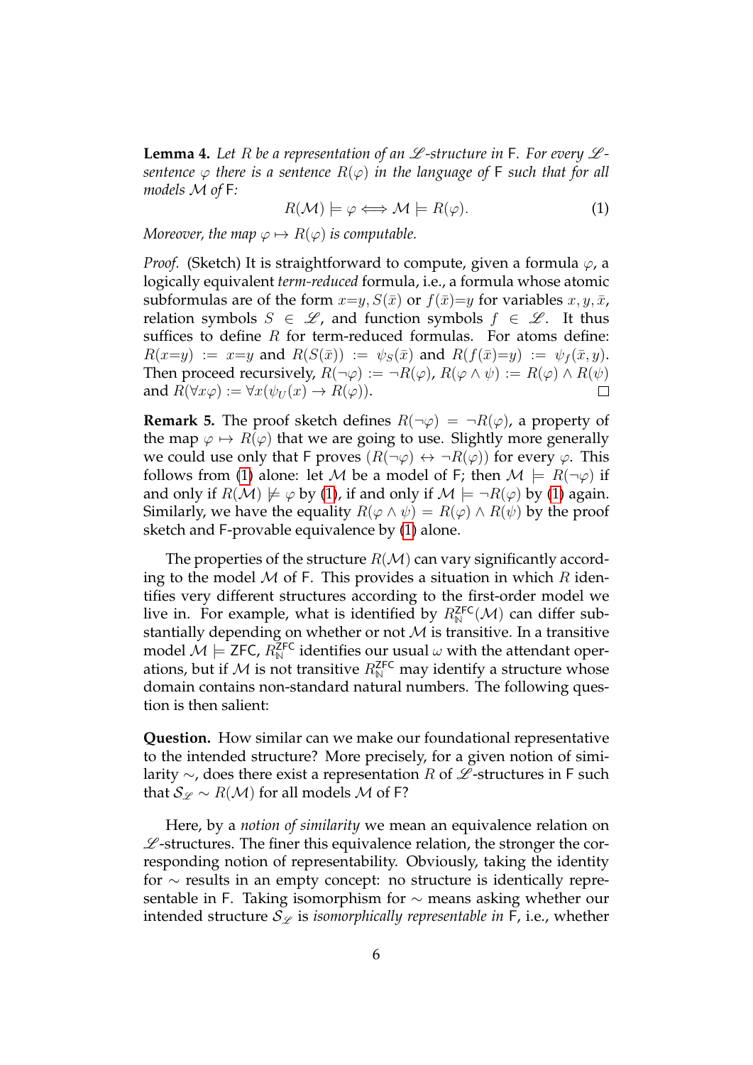**Lemma 4.** *Let $R$ be a representation of an $\mathscr{L}$-structure in $\mathsf{F}$. For every $\mathscr{L}$-sentence $\varphi$ there is a sentence $R(\varphi)$ in the language of $\mathsf{F}$ such that for all models $\mathcal{M}$ of $\mathsf{F}$:*

$$R(\mathcal{M}) \models \varphi \iff \mathcal{M} \models R(\varphi). \tag{1}$$

*Moreover, the map $\varphi \mapsto R(\varphi)$ is computable.*

*Proof.* (Sketch) It is straightforward to compute, given a formula $\varphi$, a logically equivalent *term-reduced* formula, i.e., a formula whose atomic subformulas are of the form $x{=}y, S(\bar{x})$ or $f(\bar{x}){=}y$ for variables $x, y, \bar{x}$, relation symbols $S \in \mathscr{L}$, and function symbols $f \in \mathscr{L}$. It thus suffices to define $R$ for term-reduced formulas. For atoms define: $R(x{=}y) := x{=}y$ and $R(S(\bar{x})) := \psi_S(\bar{x})$ and $R(f(\bar{x}){=}y) := \psi_f(\bar{x}, y)$. Then proceed recursively, $R(\neg\varphi) := \neg R(\varphi)$, $R(\varphi \wedge \psi) := R(\varphi) \wedge R(\psi)$ and $R(\forall x \varphi) := \forall x(\psi_U(x) \to R(\varphi))$. □

**Remark 5.** The proof sketch defines $R(\neg\varphi) = \neg R(\varphi)$, a property of the map $\varphi \mapsto R(\varphi)$ that we are going to use. Slightly more generally we could use only that $\mathsf{F}$ proves $(R(\neg\varphi) \leftrightarrow \neg R(\varphi))$ for every $\varphi$. This follows from (1) alone: let $\mathcal{M}$ be a model of $\mathsf{F}$; then $\mathcal{M} \models R(\neg\varphi)$ if and only if $R(\mathcal{M}) \not\models \varphi$ by (1), if and only if $\mathcal{M} \models \neg R(\varphi)$ by (1) again. Similarly, we have the equality $R(\varphi \wedge \psi) = R(\varphi) \wedge R(\psi)$ by the proof sketch and $\mathsf{F}$-provable equivalence by (1) alone.

The properties of the structure $R(\mathcal{M})$ can vary significantly according to the model $\mathcal{M}$ of $\mathsf{F}$. This provides a situation in which $R$ identifies very different structures according to the first-order model we live in. For example, what is identified by $R^{\mathsf{ZFC}}_{\mathbb{N}}(\mathcal{M})$ can differ substantially depending on whether or not $\mathcal{M}$ is transitive. In a transitive model $\mathcal{M} \models \mathsf{ZFC}$, $R^{\mathsf{ZFC}}_{\mathbb{N}}$ identifies our usual $\omega$ with the attendant operations, but if $\mathcal{M}$ is not transitive $R^{\mathsf{ZFC}}_{\mathbb{N}}$ may identify a structure whose domain contains non-standard natural numbers. The following question is then salient:

**Question.** How similar can we make our foundational representative to the intended structure? More precisely, for a given notion of similarity $\sim$, does there exist a representation $R$ of $\mathscr{L}$-structures in $\mathsf{F}$ such that $\mathcal{S}_{\mathscr{L}} \sim R(\mathcal{M})$ for all models $\mathcal{M}$ of $\mathsf{F}$?

Here, by a *notion of similarity* we mean an equivalence relation on $\mathscr{L}$-structures. The finer this equivalence relation, the stronger the corresponding notion of representability. Obviously, taking the identity for $\sim$ results in an empty concept: no structure is identically representable in $\mathsf{F}$. Taking isomorphism for $\sim$ means asking whether our intended structure $\mathcal{S}_{\mathscr{L}}$ is *isomorphically representable in* $\mathsf{F}$, i.e., whether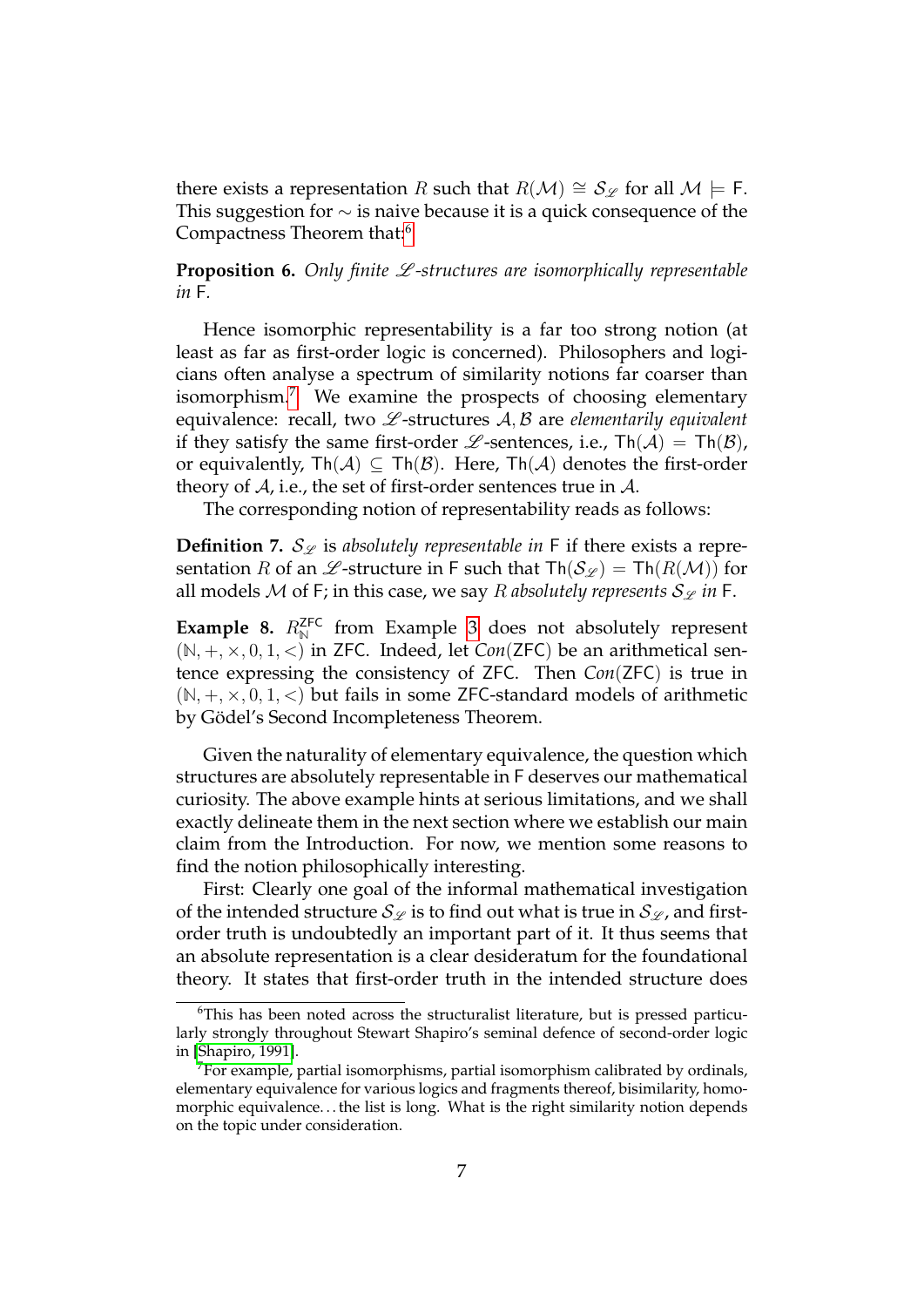there exists a representation $R$ such that $R(\mathcal{M}) \cong \mathcal{S}_{\mathscr{L}}$ for all $\mathcal{M} \models \mathsf{F}$. This suggestion for $\sim$ is naive because it is a quick consequence of the Compactness Theorem that:[6]

**Proposition 6.** *Only finite $\mathscr{L}$-structures are isomorphically representable in* $\mathsf{F}$.

Hence isomorphic representability is a far too strong notion (at least as far as first-order logic is concerned). Philosophers and logicians often analyse a spectrum of similarity notions far coarser than isomorphism.[7] We examine the prospects of choosing elementary equivalence: recall, two $\mathscr{L}$-structures $\mathcal{A}, \mathcal{B}$ are *elementarily equivalent* if they satisfy the same first-order $\mathscr{L}$-sentences, i.e., $\mathsf{Th}(\mathcal{A}) = \mathsf{Th}(\mathcal{B})$, or equivalently, $\mathsf{Th}(\mathcal{A}) \subseteq \mathsf{Th}(\mathcal{B})$. Here, $\mathsf{Th}(\mathcal{A})$ denotes the first-order theory of $\mathcal{A}$, i.e., the set of first-order sentences true in $\mathcal{A}$.

The corresponding notion of representability reads as follows:

**Definition 7.** $\mathcal{S}_{\mathscr{L}}$ is *absolutely representable in* $\mathsf{F}$ if there exists a representation $R$ of an $\mathscr{L}$-structure in $\mathsf{F}$ such that $\mathsf{Th}(\mathcal{S}_{\mathscr{L}}) = \mathsf{Th}(R(\mathcal{M}))$ for all models $\mathcal{M}$ of $\mathsf{F}$; in this case, we say $R$ *absolutely represents* $\mathcal{S}_{\mathscr{L}}$ *in* $\mathsf{F}$.

**Example 8.** $R^{\mathsf{ZFC}}_{\mathbb{N}}$ from Example 3 does not absolutely represent $(\mathbb{N}, +, \times, 0, 1, <)$ in $\mathsf{ZFC}$. Indeed, let *Con*($\mathsf{ZFC}$) be an arithmetical sentence expressing the consistency of $\mathsf{ZFC}$. Then *Con*($\mathsf{ZFC}$) is true in $(\mathbb{N}, +, \times, 0, 1, <)$ but fails in some $\mathsf{ZFC}$-standard models of arithmetic by Gödel's Second Incompleteness Theorem.

Given the naturality of elementary equivalence, the question which structures are absolutely representable in $\mathsf{F}$ deserves our mathematical curiosity. The above example hints at serious limitations, and we shall exactly delineate them in the next section where we establish our main claim from the Introduction. For now, we mention some reasons to find the notion philosophically interesting.

First: Clearly one goal of the informal mathematical investigation of the intended structure $\mathcal{S}_{\mathscr{L}}$ is to find out what is true in $\mathcal{S}_{\mathscr{L}}$, and first-order truth is undoubtedly an important part of it. It thus seems that an absolute representation is a clear desideratum for the foundational theory. It states that first-order truth in the intended structure does

[6] This has been noted across the structuralist literature, but is pressed particularly strongly throughout Stewart Shapiro's seminal defence of second-order logic in [Shapiro, 1991].

[7] For example, partial isomorphisms, partial isomorphism calibrated by ordinals, elementary equivalence for various logics and fragments thereof, bisimilarity, homomorphic equivalence... the list is long. What is the right similarity notion depends on the topic under consideration.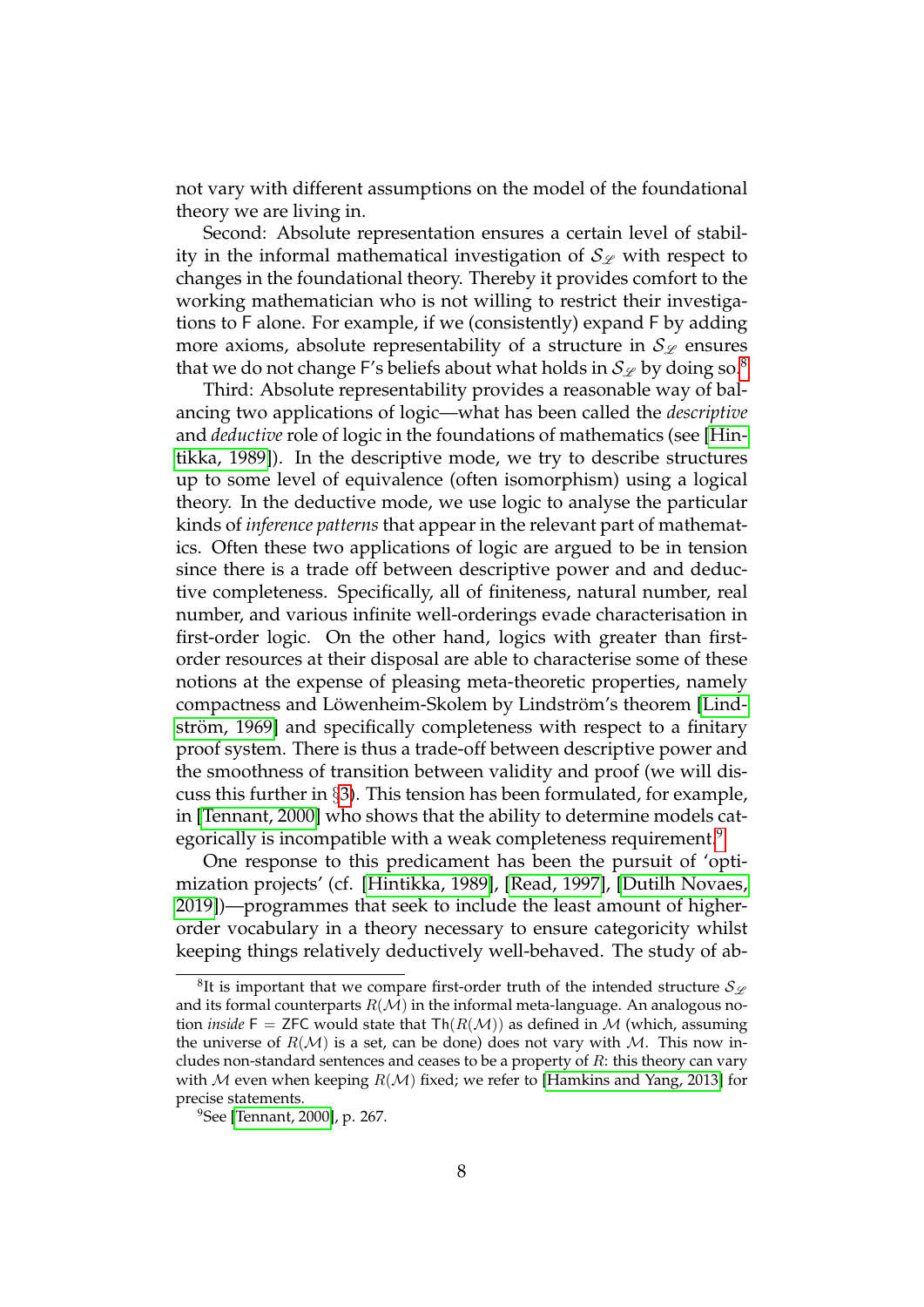not vary with different assumptions on the model of the foundational theory we are living in.

Second: Absolute representation ensures a certain level of stability in the informal mathematical investigation of $\mathcal{S}_{\mathscr{L}}$ with respect to changes in the foundational theory. Thereby it provides comfort to the working mathematician who is not willing to restrict their investigations to $\mathsf{F}$ alone. For example, if we (consistently) expand $\mathsf{F}$ by adding more axioms, absolute representability of a structure in $\mathcal{S}_{\mathscr{L}}$ ensures that we do not change $\mathsf{F}$'s beliefs about what holds in $\mathcal{S}_{\mathscr{L}}$ by doing so.[8]

Third: Absolute representability provides a reasonable way of balancing two applications of logic—what has been called the *descriptive* and *deductive* role of logic in the foundations of mathematics (see [Hintikka, 1989]). In the descriptive mode, we try to describe structures up to some level of equivalence (often isomorphism) using a logical theory. In the deductive mode, we use logic to analyse the particular kinds of *inference patterns* that appear in the relevant part of mathematics. Often these two applications of logic are argued to be in tension since there is a trade off between descriptive power and and deductive completeness. Specifically, all of finiteness, natural number, real number, and various infinite well-orderings evade characterisation in first-order logic. On the other hand, logics with greater than first-order resources at their disposal are able to characterise some of these notions at the expense of pleasing meta-theoretic properties, namely compactness and Löwenheim-Skolem by Lindström's theorem [Lindström, 1969] and specifically completeness with respect to a finitary proof system. There is thus a trade-off between descriptive power and the smoothness of transition between validity and proof (we will discuss this further in §3). This tension has been formulated, for example, in [Tennant, 2000] who shows that the ability to determine models categorically is incompatible with a weak completeness requirement.[9]

One response to this predicament has been the pursuit of 'optimization projects' (cf. [Hintikka, 1989], [Read, 1997], [Dutilh Novaes, 2019])—programmes that seek to include the least amount of higher-order vocabulary in a theory necessary to ensure categoricity whilst keeping things relatively deductively well-behaved. The study of ab-

[8] It is important that we compare first-order truth of the intended structure $\mathcal{S}_{\mathscr{L}}$ and its formal counterparts $R(\mathcal{M})$ in the informal meta-language. An analogous notion *inside* $\mathsf{F} = \mathsf{ZFC}$ would state that $\mathsf{Th}(R(\mathcal{M}))$ as defined in $\mathcal{M}$ (which, assuming the universe of $R(\mathcal{M})$ is a set, can be done) does not vary with $\mathcal{M}$. This now includes non-standard sentences and ceases to be a property of $R$: this theory can vary with $\mathcal{M}$ even when keeping $R(\mathcal{M})$ fixed; we refer to [Hamkins and Yang, 2013] for precise statements.

[9] See [Tennant, 2000], p. 267.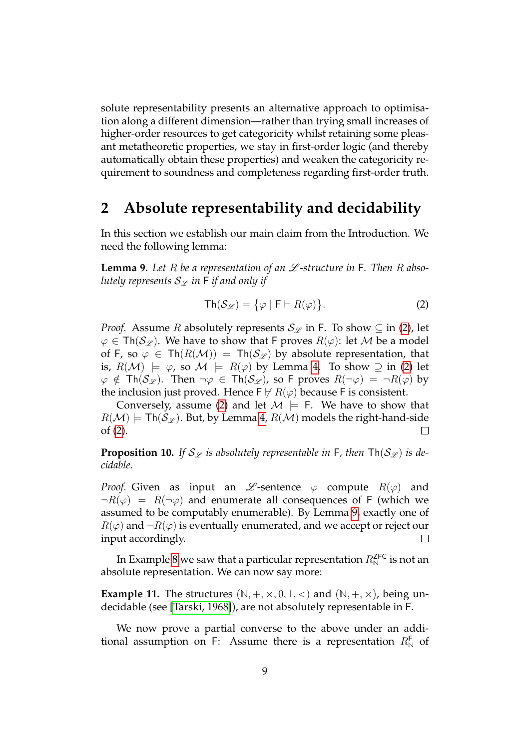solute representability presents an alternative approach to optimisation along a different dimension—rather than trying small increases of higher-order resources to get categoricity whilst retaining some pleasant metatheoretic properties, we stay in first-order logic (and thereby automatically obtain these properties) and weaken the categoricity requirement to soundness and completeness regarding first-order truth.

## 2 Absolute representability and decidability

In this section we establish our main claim from the Introduction. We need the following lemma:

**Lemma 9.** *Let $R$ be a representation of an $\mathscr{L}$-structure in $\mathsf{F}$. Then $R$ absolutely represents $\mathcal{S}_{\mathscr{L}}$ in $\mathsf{F}$ if and only if*

$$\mathsf{Th}(\mathcal{S}_{\mathscr{L}}) = \{\varphi \mid \mathsf{F} \vdash R(\varphi)\}. \tag{2}$$

*Proof.* Assume $R$ absolutely represents $\mathcal{S}_{\mathscr{L}}$ in $\mathsf{F}$. To show $\subseteq$ in (2), let $\varphi \in \mathsf{Th}(\mathcal{S}_{\mathscr{L}})$. We have to show that $\mathsf{F}$ proves $R(\varphi)$: let $\mathcal{M}$ be a model of $\mathsf{F}$, so $\varphi \in \mathsf{Th}(R(\mathcal{M})) = \mathsf{Th}(\mathcal{S}_{\mathscr{L}})$ by absolute representation, that is, $R(\mathcal{M}) \models \varphi$, so $\mathcal{M} \models R(\varphi)$ by Lemma 4. To show $\supseteq$ in (2) let $\varphi \notin \mathsf{Th}(\mathcal{S}_{\mathscr{L}})$. Then $\neg\varphi \in \mathsf{Th}(\mathcal{S}_{\mathscr{L}})$, so $\mathsf{F}$ proves $R(\neg\varphi) = \neg R(\varphi)$ by the inclusion just proved. Hence $\mathsf{F} \nvdash R(\varphi)$ because $\mathsf{F}$ is consistent.

Conversely, assume (2) and let $\mathcal{M} \models \mathsf{F}$. We have to show that $R(\mathcal{M}) \models \mathsf{Th}(\mathcal{S}_{\mathscr{L}})$. But, by Lemma 4, $R(\mathcal{M})$ models the right-hand-side of (2). □

**Proposition 10.** *If $\mathcal{S}_{\mathscr{L}}$ is absolutely representable in $\mathsf{F}$, then $\mathsf{Th}(\mathcal{S}_{\mathscr{L}})$ is decidable.*

*Proof.* Given as input an $\mathscr{L}$-sentence $\varphi$ compute $R(\varphi)$ and $\neg R(\varphi) = R(\neg\varphi)$ and enumerate all consequences of $\mathsf{F}$ (which we assumed to be computably enumerable). By Lemma 9, exactly one of $R(\varphi)$ and $\neg R(\varphi)$ is eventually enumerated, and we accept or reject our input accordingly. □

In Example 8 we saw that a particular representation $R_{\mathbb{N}}^{\mathsf{ZFC}}$ is not an absolute representation. We can now say more:

**Example 11.** The structures $(\mathbb{N}, +, \times, 0, 1, <)$ and $(\mathbb{N}, +, \times)$, being undecidable (see [Tarski, 1968]), are not absolutely representable in $\mathsf{F}$.

We now prove a partial converse to the above under an additional assumption on $\mathsf{F}$: Assume there is a representation $R_{\mathbb{N}}^{\mathsf{F}}$ of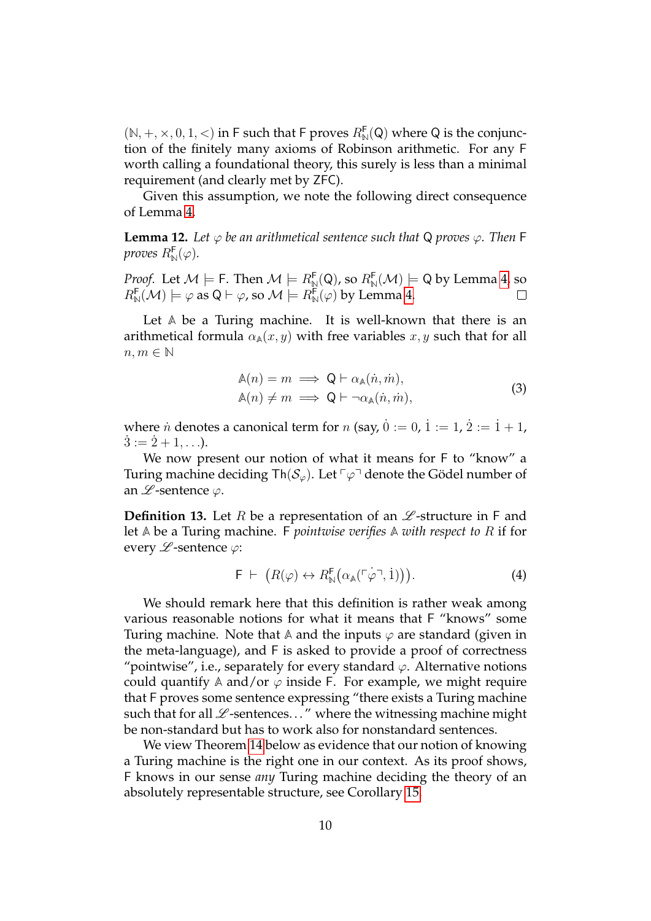$(\mathbb{N}, +, \times, 0, 1, <)$ in $\mathsf{F}$ such that $\mathsf{F}$ proves $R^{\mathsf{F}}_{\mathbb{N}}(\mathsf{Q})$ where $\mathsf{Q}$ is the conjunction of the finitely many axioms of Robinson arithmetic. For any $\mathsf{F}$ worth calling a foundational theory, this surely is less than a minimal requirement (and clearly met by ZFC).

Given this assumption, we note the following direct consequence of Lemma 4.

**Lemma 12.** *Let $\varphi$ be an arithmetical sentence such that $\mathsf{Q}$ proves $\varphi$. Then $\mathsf{F}$ proves $R^{\mathsf{F}}_{\mathbb{N}}(\varphi)$.*

*Proof.* Let $\mathcal{M} \models \mathsf{F}$. Then $\mathcal{M} \models R^{\mathsf{F}}_{\mathbb{N}}(\mathsf{Q})$, so $R^{\mathsf{F}}_{\mathbb{N}}(\mathcal{M}) \models \mathsf{Q}$ by Lemma 4, so $R^{\mathsf{F}}_{\mathbb{N}}(\mathcal{M}) \models \varphi$ as $\mathsf{Q} \vdash \varphi$, so $\mathcal{M} \models R^{\mathsf{F}}_{\mathbb{N}}(\varphi)$ by Lemma 4. □

Let $\mathbb{A}$ be a Turing machine. It is well-known that there is an arithmetical formula $\alpha_{\mathbb{A}}(x, y)$ with free variables $x, y$ such that for all $n, m \in \mathbb{N}$

$$
\begin{aligned}
\mathbb{A}(n) = m &\implies \mathsf{Q} \vdash \alpha_{\mathbb{A}}(\dot{n}, \dot{m}), \\
\mathbb{A}(n) \neq m &\implies \mathsf{Q} \vdash \neg\alpha_{\mathbb{A}}(\dot{n}, \dot{m}),
\end{aligned}
\tag{3}
$$

where $\dot{n}$ denotes a canonical term for $n$ (say, $\dot{0} := 0$, $\dot{1} := 1$, $\dot{2} := \dot{1} + 1$, $\dot{3} := \dot{2} + 1, \ldots$).

We now present our notion of what it means for $\mathsf{F}$ to "know" a Turing machine deciding $\mathsf{Th}(\mathcal{S}_\varphi)$. Let $\ulcorner\varphi\urcorner$ denote the Gödel number of an $\mathscr{L}$-sentence $\varphi$.

**Definition 13.** Let $R$ be a representation of an $\mathscr{L}$-structure in $\mathsf{F}$ and let $\mathbb{A}$ be a Turing machine. $\mathsf{F}$ *pointwise verifies* $\mathbb{A}$ *with respect to* $R$ if for every $\mathscr{L}$-sentence $\varphi$:

$$
\mathsf{F} \;\vdash\; \big(R(\varphi) \leftrightarrow R^{\mathsf{F}}_{\mathbb{N}}\big(\alpha_{\mathbb{A}}(\dot{\ulcorner\varphi\urcorner}, \dot{1})\big)\big).
\tag{4}
$$

We should remark here that this definition is rather weak among various reasonable notions for what it means that $\mathsf{F}$ "knows" some Turing machine. Note that $\mathbb{A}$ and the inputs $\varphi$ are standard (given in the meta-language), and $\mathsf{F}$ is asked to provide a proof of correctness "pointwise", i.e., separately for every standard $\varphi$. Alternative notions could quantify $\mathbb{A}$ and/or $\varphi$ inside $\mathsf{F}$. For example, we might require that $\mathsf{F}$ proves some sentence expressing "there exists a Turing machine such that for all $\mathscr{L}$-sentences…" where the witnessing machine might be non-standard but has to work also for nonstandard sentences.

We view Theorem 14 below as evidence that our notion of knowing a Turing machine is the right one in our context. As its proof shows, $\mathsf{F}$ knows in our sense *any* Turing machine deciding the theory of an absolutely representable structure, see Corollary 15.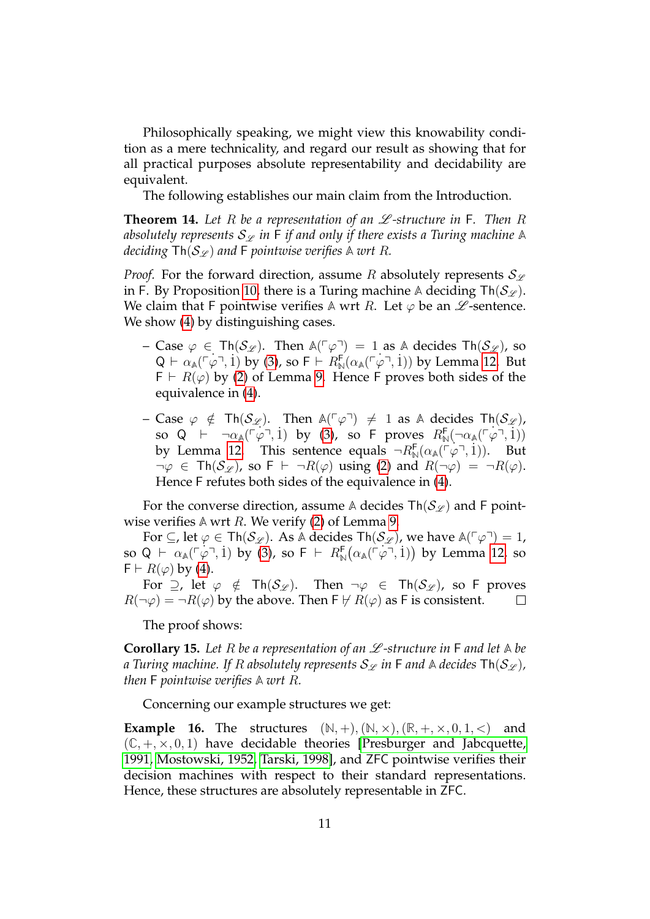Philosophically speaking, we might view this knowability condition as a mere technicality, and regard our result as showing that for all practical purposes absolute representability and decidability are equivalent.

The following establishes our main claim from the Introduction.

**Theorem 14.** *Let $R$ be a representation of an $\mathscr{L}$-structure in $\mathsf{F}$. Then $R$ absolutely represents $\mathcal{S}_{\mathscr{L}}$ in $\mathsf{F}$ if and only if there exists a Turing machine $\mathbb{A}$ deciding $\mathsf{Th}(\mathcal{S}_{\mathscr{L}})$ and $\mathsf{F}$ pointwise verifies $\mathbb{A}$ wrt $R$.*

*Proof.* For the forward direction, assume $R$ absolutely represents $\mathcal{S}_{\mathscr{L}}$ in $\mathsf{F}$. By Proposition 10, there is a Turing machine $\mathbb{A}$ deciding $\mathsf{Th}(\mathcal{S}_{\mathscr{L}})$. We claim that $\mathsf{F}$ pointwise verifies $\mathbb{A}$ wrt $R$. Let $\varphi$ be an $\mathscr{L}$-sentence. We show (4) by distinguishing cases.

- Case $\varphi \in \mathsf{Th}(\mathcal{S}_{\mathscr{L}})$. Then $\mathbb{A}(\ulcorner\varphi\urcorner) = 1$ as $\mathbb{A}$ decides $\mathsf{Th}(\mathcal{S}_{\mathscr{L}})$, so $\mathsf{Q} \vdash \alpha_{\mathbb{A}}(\ulcorner\dot{\varphi}\urcorner, \dot{1})$ by (3), so $\mathsf{F} \vdash R^{\mathsf{F}}_{\mathbb{N}}(\alpha_{\mathbb{A}}(\ulcorner\dot{\varphi}\urcorner, \dot{1}))$ by Lemma 12. But $\mathsf{F} \vdash R(\varphi)$ by (2) of Lemma 9. Hence $\mathsf{F}$ proves both sides of the equivalence in (4).
- Case $\varphi \notin \mathsf{Th}(\mathcal{S}_{\mathscr{L}})$. Then $\mathbb{A}(\ulcorner\varphi\urcorner) \neq 1$ as $\mathbb{A}$ decides $\mathsf{Th}(\mathcal{S}_{\mathscr{L}})$, so $\mathsf{Q} \vdash \neg\alpha_{\mathbb{A}}(\ulcorner\dot{\varphi}\urcorner, \dot{1})$ by (3), so $\mathsf{F}$ proves $R^{\mathsf{F}}_{\mathbb{N}}(\neg\alpha_{\mathbb{A}}(\ulcorner\dot{\varphi}\urcorner, \dot{1}))$ by Lemma 12. This sentence equals $\neg R^{\mathsf{F}}_{\mathbb{N}}(\alpha_{\mathbb{A}}(\ulcorner\dot{\varphi}\urcorner, \dot{1}))$. But $\neg\varphi \in \mathsf{Th}(\mathcal{S}_{\mathscr{L}})$, so $\mathsf{F} \vdash \neg R(\varphi)$ using (2) and $R(\neg\varphi) = \neg R(\varphi)$. Hence $\mathsf{F}$ refutes both sides of the equivalence in (4).

For the converse direction, assume $\mathbb{A}$ decides $\mathsf{Th}(\mathcal{S}_{\mathscr{L}})$ and $\mathsf{F}$ pointwise verifies $\mathbb{A}$ wrt $R$. We verify (2) of Lemma 9.

For $\subseteq$, let $\varphi \in \mathsf{Th}(\mathcal{S}_{\mathscr{L}})$. As $\mathbb{A}$ decides $\mathsf{Th}(\mathcal{S}_{\mathscr{L}})$, we have $\mathbb{A}(\ulcorner\varphi\urcorner) = 1$, so $\mathsf{Q} \vdash \alpha_{\mathbb{A}}(\ulcorner\dot{\varphi}\urcorner, \dot{1})$ by (3), so $\mathsf{F} \vdash R^{\mathsf{F}}_{\mathbb{N}}(\alpha_{\mathbb{A}}(\ulcorner\dot{\varphi}\urcorner, \dot{1}))$ by Lemma 12, so $\mathsf{F} \vdash R(\varphi)$ by (4).

For $\supseteq$, let $\varphi \notin \mathsf{Th}(\mathcal{S}_{\mathscr{L}})$. Then $\neg\varphi \in \mathsf{Th}(\mathcal{S}_{\mathscr{L}})$, so $\mathsf{F}$ proves $R(\neg\varphi) = \neg R(\varphi)$ by the above. Then $\mathsf{F} \nvdash R(\varphi)$ as $\mathsf{F}$ is consistent. $\square$

The proof shows:

**Corollary 15.** *Let $R$ be a representation of an $\mathscr{L}$-structure in $\mathsf{F}$ and let $\mathbb{A}$ be a Turing machine. If $R$ absolutely represents $\mathcal{S}_{\mathscr{L}}$ in $\mathsf{F}$ and $\mathbb{A}$ decides $\mathsf{Th}(\mathcal{S}_{\mathscr{L}})$, then $\mathsf{F}$ pointwise verifies $\mathbb{A}$ wrt $R$.*

Concerning our example structures we get:

**Example 16.** The structures $(\mathbb{N}, +), (\mathbb{N}, \times), (\mathbb{R}, +, \times, 0, 1, <)$ and $(\mathbb{C}, +, \times, 0, 1)$ have decidable theories [Presburger and Jabcquette, 1991, Mostowski, 1952, Tarski, 1998], and ZFC pointwise verifies their decision machines with respect to their standard representations. Hence, these structures are absolutely representable in ZFC.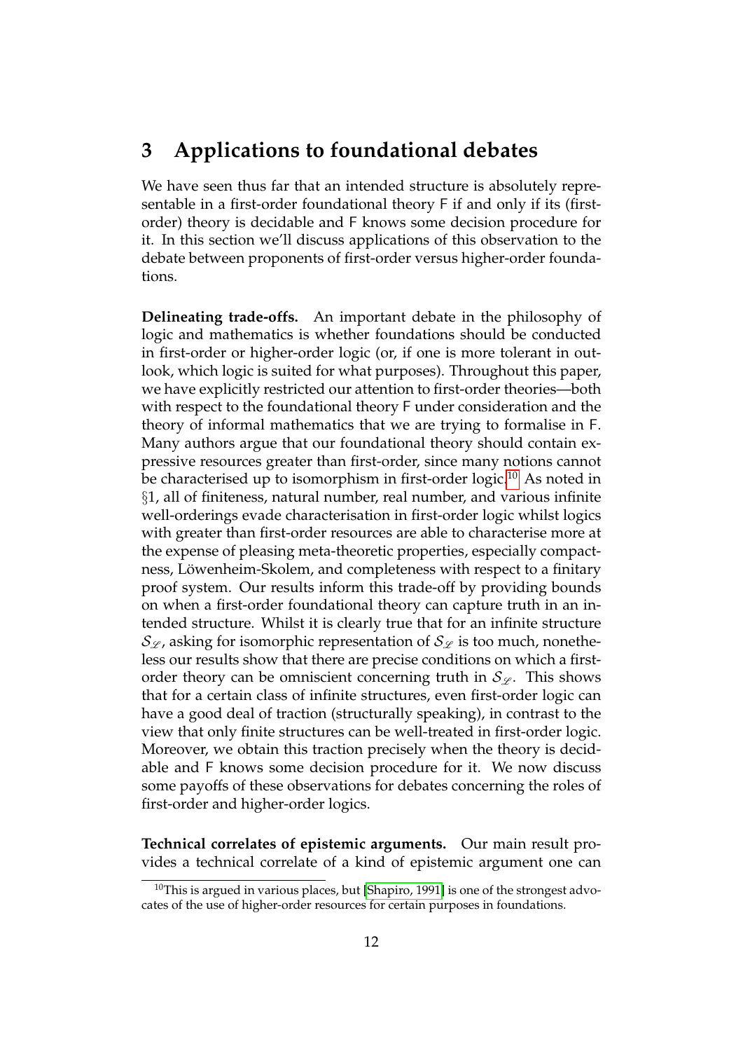## 3 Applications to foundational debates

We have seen thus far that an intended structure is absolutely representable in a first-order foundational theory F if and only if its (first-order) theory is decidable and F knows some decision procedure for it. In this section we'll discuss applications of this observation to the debate between proponents of first-order versus higher-order foundations.

**Delineating trade-offs.** An important debate in the philosophy of logic and mathematics is whether foundations should be conducted in first-order or higher-order logic (or, if one is more tolerant in outlook, which logic is suited for what purposes). Throughout this paper, we have explicitly restricted our attention to first-order theories—both with respect to the foundational theory F under consideration and the theory of informal mathematics that we are trying to formalise in F. Many authors argue that our foundational theory should contain expressive resources greater than first-order, since many notions cannot be characterised up to isomorphism in first-order logic.[10] As noted in §1, all of finiteness, natural number, real number, and various infinite well-orderings evade characterisation in first-order logic whilst logics with greater than first-order resources are able to characterise more at the expense of pleasing meta-theoretic properties, especially compactness, Löwenheim-Skolem, and completeness with respect to a finitary proof system. Our results inform this trade-off by providing bounds on when a first-order foundational theory can capture truth in an intended structure. Whilst it is clearly true that for an infinite structure $\mathcal{S}_{\mathscr{L}}$, asking for isomorphic representation of $\mathcal{S}_{\mathscr{L}}$ is too much, nonetheless our results show that there are precise conditions on which a first-order theory can be omniscient concerning truth in $\mathcal{S}_{\mathscr{L}}$. This shows that for a certain class of infinite structures, even first-order logic can have a good deal of traction (structurally speaking), in contrast to the view that only finite structures can be well-treated in first-order logic. Moreover, we obtain this traction precisely when the theory is decidable and F knows some decision procedure for it. We now discuss some payoffs of these observations for debates concerning the roles of first-order and higher-order logics.

**Technical correlates of epistemic arguments.** Our main result provides a technical correlate of a kind of epistemic argument one can

[10] This is argued in various places, but [Shapiro, 1991] is one of the strongest advocates of the use of higher-order resources for certain purposes in foundations.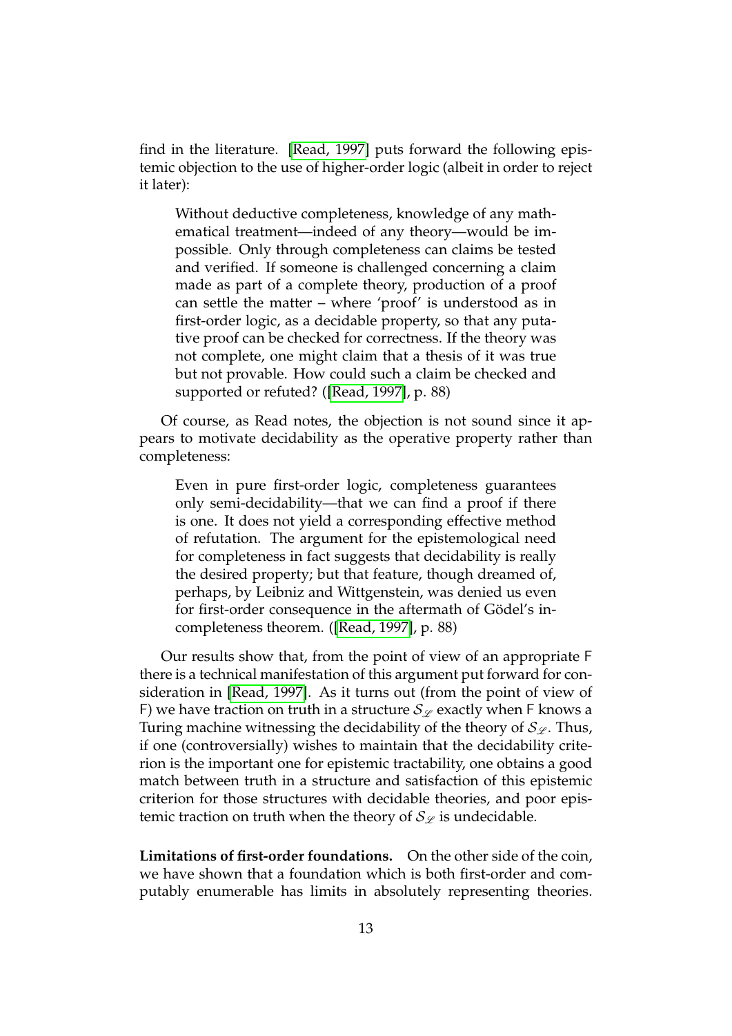find in the literature. [Read, 1997] puts forward the following epistemic objection to the use of higher-order logic (albeit in order to reject it later):

> Without deductive completeness, knowledge of any mathematical treatment—indeed of any theory—would be impossible. Only through completeness can claims be tested and verified. If someone is challenged concerning a claim made as part of a complete theory, production of a proof can settle the matter – where 'proof' is understood as in first-order logic, as a decidable property, so that any putative proof can be checked for correctness. If the theory was not complete, one might claim that a thesis of it was true but not provable. How could such a claim be checked and supported or refuted? ([Read, 1997], p. 88)

Of course, as Read notes, the objection is not sound since it appears to motivate decidability as the operative property rather than completeness:

> Even in pure first-order logic, completeness guarantees only semi-decidability—that we can find a proof if there is one. It does not yield a corresponding effective method of refutation. The argument for the epistemological need for completeness in fact suggests that decidability is really the desired property; but that feature, though dreamed of, perhaps, by Leibniz and Wittgenstein, was denied us even for first-order consequence in the aftermath of Gödel's incompleteness theorem. ([Read, 1997], p. 88)

Our results show that, from the point of view of an appropriate $\mathsf{F}$ there is a technical manifestation of this argument put forward for consideration in [Read, 1997]. As it turns out (from the point of view of $\mathsf{F}$) we have traction on truth in a structure $\mathcal{S}_{\mathscr{L}}$ exactly when $\mathsf{F}$ knows a Turing machine witnessing the decidability of the theory of $\mathcal{S}_{\mathscr{L}}$. Thus, if one (controversially) wishes to maintain that the decidability criterion is the important one for epistemic tractability, one obtains a good match between truth in a structure and satisfaction of this epistemic criterion for those structures with decidable theories, and poor epistemic traction on truth when the theory of $\mathcal{S}_{\mathscr{L}}$ is undecidable.

**Limitations of first-order foundations.** On the other side of the coin, we have shown that a foundation which is both first-order and computably enumerable has limits in absolutely representing theories.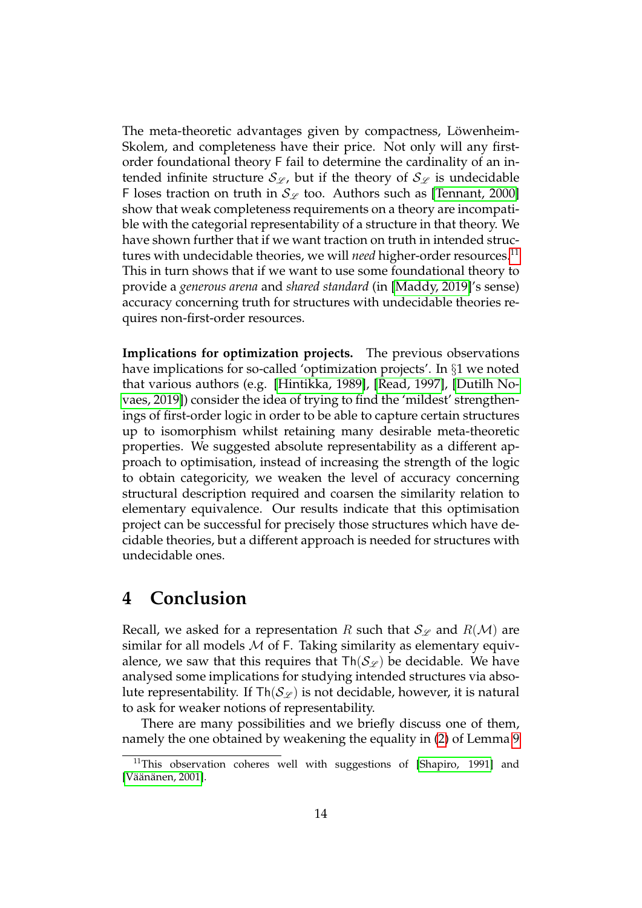The meta-theoretic advantages given by compactness, Löwenheim-Skolem, and completeness have their price. Not only will any first-order foundational theory $\mathsf{F}$ fail to determine the cardinality of an intended infinite structure $\mathcal{S}_{\mathscr{L}}$, but if the theory of $\mathcal{S}_{\mathscr{L}}$ is undecidable $\mathsf{F}$ loses traction on truth in $\mathcal{S}_{\mathscr{L}}$ too. Authors such as [Tennant, 2000] show that weak completeness requirements on a theory are incompatible with the categorial representability of a structure in that theory. We have shown further that if we want traction on truth in intended structures with undecidable theories, we will *need* higher-order resources.[11] This in turn shows that if we want to use some foundational theory to provide a *generous arena* and *shared standard* (in [Maddy, 2019]'s sense) accuracy concerning truth for structures with undecidable theories requires non-first-order resources.

**Implications for optimization projects.** The previous observations have implications for so-called 'optimization projects'. In §1 we noted that various authors (e.g. [Hintikka, 1989], [Read, 1997], [Dutilh Novaes, 2019]) consider the idea of trying to find the 'mildest' strengthenings of first-order logic in order to be able to capture certain structures up to isomorphism whilst retaining many desirable meta-theoretic properties. We suggested absolute representability as a different approach to optimisation, instead of increasing the strength of the logic to obtain categoricity, we weaken the level of accuracy concerning structural description required and coarsen the similarity relation to elementary equivalence. Our results indicate that this optimisation project can be successful for precisely those structures which have decidable theories, but a different approach is needed for structures with undecidable ones.

# 4 Conclusion

Recall, we asked for a representation $R$ such that $\mathcal{S}_{\mathscr{L}}$ and $R(\mathcal{M})$ are similar for all models $\mathcal{M}$ of $\mathsf{F}$. Taking similarity as elementary equivalence, we saw that this requires that $\mathsf{Th}(\mathcal{S}_{\mathscr{L}})$ be decidable. We have analysed some implications for studying intended structures via absolute representability. If $\mathsf{Th}(\mathcal{S}_{\mathscr{L}})$ is not decidable, however, it is natural to ask for weaker notions of representability.

There are many possibilities and we briefly discuss one of them, namely the one obtained by weakening the equality in (2) of Lemma 9

[11] This observation coheres well with suggestions of [Shapiro, 1991] and [Väänänen, 2001].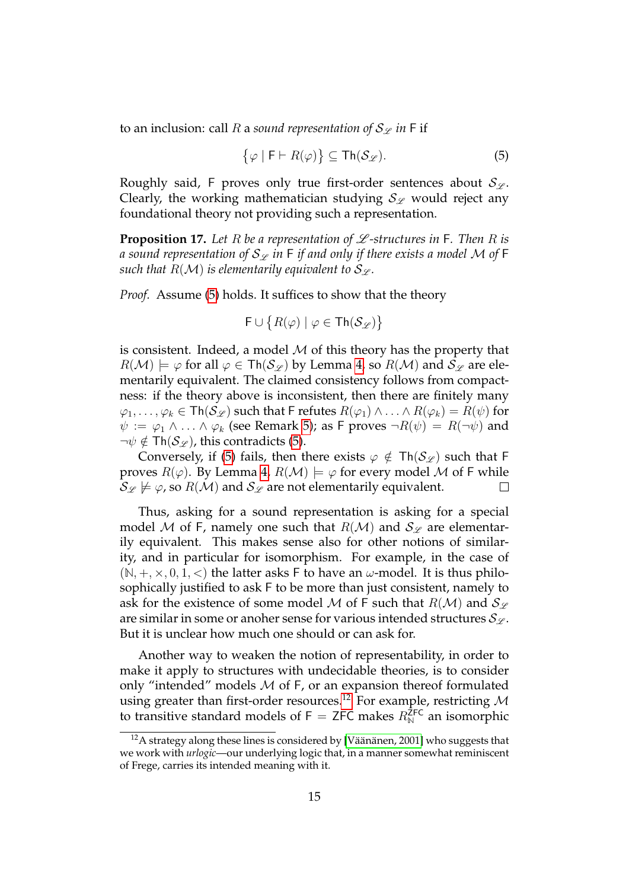to an inclusion: call $R$ a *sound representation of $\mathcal{S}_{\mathscr{L}}$ in* $\mathsf{F}$ if

$$\{\varphi \mid \mathsf{F} \vdash R(\varphi)\} \subseteq \mathsf{Th}(\mathcal{S}_{\mathscr{L}}). \tag{5}$$

Roughly said, $\mathsf{F}$ proves only true first-order sentences about $\mathcal{S}_{\mathscr{L}}$. Clearly, the working mathematician studying $\mathcal{S}_{\mathscr{L}}$ would reject any foundational theory not providing such a representation.

**Proposition 17.** *Let $R$ be a representation of $\mathscr{L}$-structures in $\mathsf{F}$. Then $R$ is a sound representation of $\mathcal{S}_{\mathscr{L}}$ in $\mathsf{F}$ if and only if there exists a model $\mathcal{M}$ of $\mathsf{F}$ such that $R(\mathcal{M})$ is elementarily equivalent to $\mathcal{S}_{\mathscr{L}}$.*

*Proof.* Assume (5) holds. It suffices to show that the theory

$$\mathsf{F} \cup \{R(\varphi) \mid \varphi \in \mathsf{Th}(\mathcal{S}_{\mathscr{L}})\}$$

is consistent. Indeed, a model $\mathcal{M}$ of this theory has the property that $R(\mathcal{M}) \models \varphi$ for all $\varphi \in \mathsf{Th}(\mathcal{S}_{\mathscr{L}})$ by Lemma 4, so $R(\mathcal{M})$ and $\mathcal{S}_{\mathscr{L}}$ are elementarily equivalent. The claimed consistency follows from compactness: if the theory above is inconsistent, then there are finitely many $\varphi_1, \ldots, \varphi_k \in \mathsf{Th}(\mathcal{S}_{\mathscr{L}})$ such that $\mathsf{F}$ refutes $R(\varphi_1) \wedge \ldots \wedge R(\varphi_k) = R(\psi)$ for $\psi := \varphi_1 \wedge \ldots \wedge \varphi_k$ (see Remark 5); as $\mathsf{F}$ proves $\neg R(\psi) = R(\neg\psi)$ and $\neg\psi \notin \mathsf{Th}(\mathcal{S}_{\mathscr{L}})$, this contradicts (5).

Conversely, if (5) fails, then there exists $\varphi \notin \mathsf{Th}(\mathcal{S}_{\mathscr{L}})$ such that $\mathsf{F}$ proves $R(\varphi)$. By Lemma 4, $R(\mathcal{M}) \models \varphi$ for every model $\mathcal{M}$ of $\mathsf{F}$ while $\mathcal{S}_{\mathscr{L}} \not\models \varphi$, so $R(\mathcal{M})$ and $\mathcal{S}_{\mathscr{L}}$ are not elementarily equivalent. $\square$

Thus, asking for a sound representation is asking for a special model $\mathcal{M}$ of $\mathsf{F}$, namely one such that $R(\mathcal{M})$ and $\mathcal{S}_{\mathscr{L}}$ are elementarily equivalent. This makes sense also for other notions of similarity, and in particular for isomorphism. For example, in the case of $(\mathbb{N}, +, \times, 0, 1, <)$ the latter asks $\mathsf{F}$ to have an $\omega$-model. It is thus philosophically justified to ask $\mathsf{F}$ to be more than just consistent, namely to ask for the existence of some model $\mathcal{M}$ of $\mathsf{F}$ such that $R(\mathcal{M})$ and $\mathcal{S}_{\mathscr{L}}$ are similar in some or anoher sense for various intended structures $\mathcal{S}_{\mathscr{L}}$. But it is unclear how much one should or can ask for.

Another way to weaken the notion of representability, in order to make it apply to structures with undecidable theories, is to consider only "intended" models $\mathcal{M}$ of $\mathsf{F}$, or an expansion thereof formulated using greater than first-order resources.[12] For example, restricting $\mathcal{M}$ to transitive standard models of $\mathsf{F} = \mathsf{ZFC}$ makes $R_{\mathbb{N}}^{\mathsf{ZFC}}$ an isomorphic

[12] A strategy along these lines is considered by [Väänänen, 2001] who suggests that we work with *urlogic*—our underlying logic that, in a manner somewhat reminiscent of Frege, carries its intended meaning with it.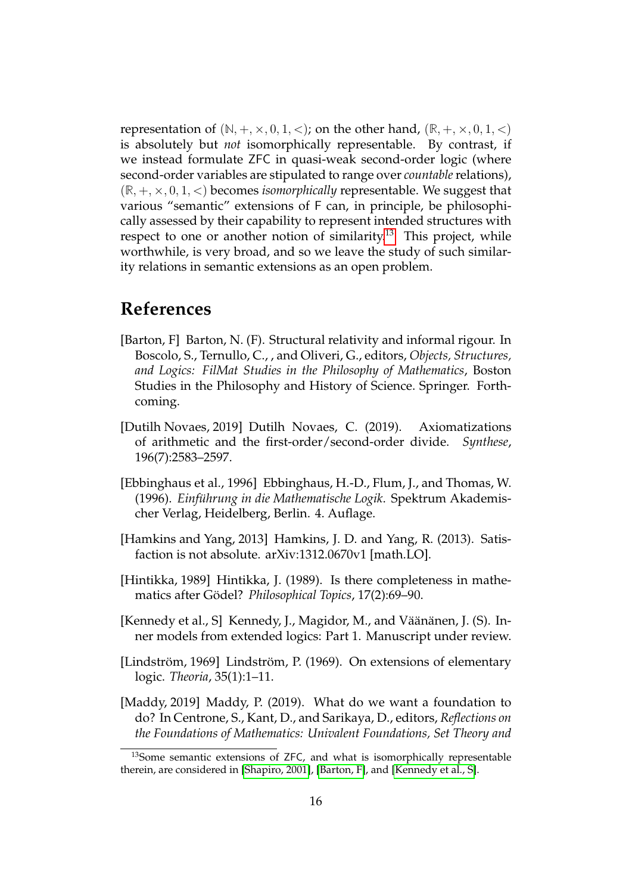representation of $(\mathbb{N}, +, \times, 0, 1, <)$; on the other hand, $(\mathbb{R}, +, \times, 0, 1, <)$ is absolutely but *not* isomorphically representable. By contrast, if we instead formulate ZFC in quasi-weak second-order logic (where second-order variables are stipulated to range over *countable* relations), $(\mathbb{R}, +, \times, 0, 1, <)$ becomes *isomorphically* representable. We suggest that various "semantic" extensions of F can, in principle, be philosophically assessed by their capability to represent intended structures with respect to one or another notion of similarity.[13] This project, while worthwhile, is very broad, and so we leave the study of such similarity relations in semantic extensions as an open problem.

## References

[Barton, F] Barton, N. (F). Structural relativity and informal rigour. In Boscolo, S., Ternullo, C., , and Oliveri, G., editors, *Objects, Structures, and Logics: FilMat Studies in the Philosophy of Mathematics*, Boston Studies in the Philosophy and History of Science. Springer. Forthcoming.

[Dutilh Novaes, 2019] Dutilh Novaes, C. (2019). Axiomatizations of arithmetic and the first-order/second-order divide. *Synthese*, 196(7):2583–2597.

[Ebbinghaus et al., 1996] Ebbinghaus, H.-D., Flum, J., and Thomas, W. (1996). *Einführung in die Mathematische Logik*. Spektrum Akademischer Verlag, Heidelberg, Berlin. 4. Auflage.

[Hamkins and Yang, 2013] Hamkins, J. D. and Yang, R. (2013). Satisfaction is not absolute. arXiv:1312.0670v1 [math.LO].

[Hintikka, 1989] Hintikka, J. (1989). Is there completeness in mathematics after Gödel? *Philosophical Topics*, 17(2):69–90.

[Kennedy et al., S] Kennedy, J., Magidor, M., and Väänänen, J. (S). Inner models from extended logics: Part 1. Manuscript under review.

[Lindström, 1969] Lindström, P. (1969). On extensions of elementary logic. *Theoria*, 35(1):1–11.

[Maddy, 2019] Maddy, P. (2019). What do we want a foundation to do? In Centrone, S., Kant, D., and Sarikaya, D., editors, *Reflections on the Foundations of Mathematics: Univalent Foundations, Set Theory and*

[13] Some semantic extensions of ZFC, and what is isomorphically representable therein, are considered in [Shapiro, 2001], [Barton, F], and [Kennedy et al., S].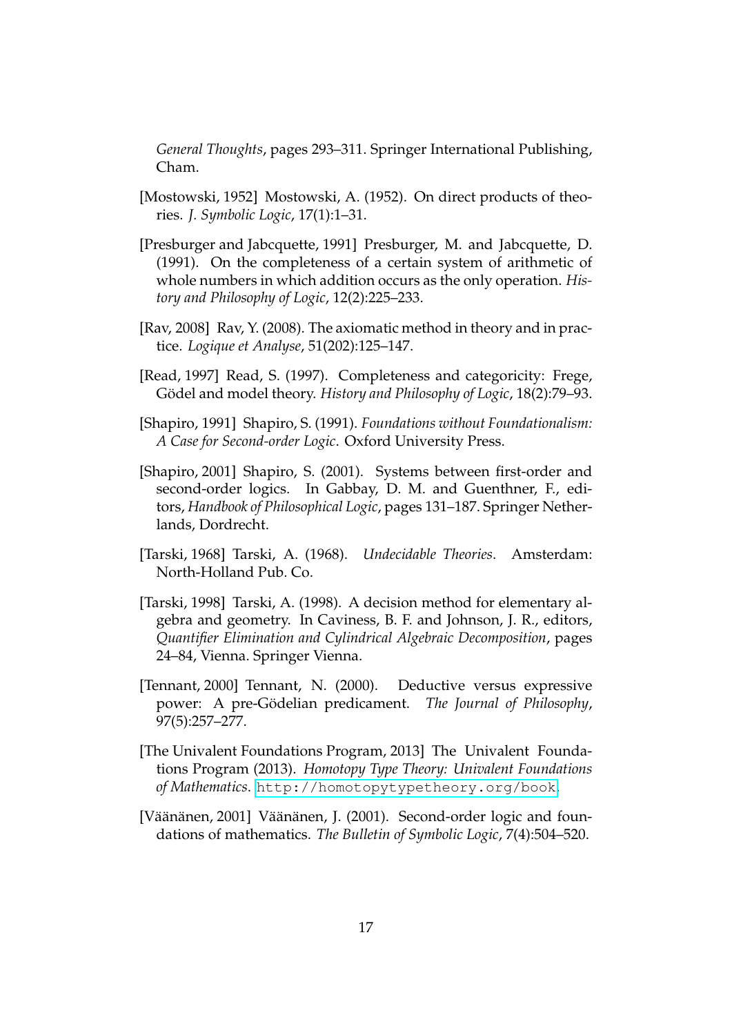*General Thoughts*, pages 293–311. Springer International Publishing, Cham.

[Mostowski, 1952] Mostowski, A. (1952). On direct products of theories. *J. Symbolic Logic*, 17(1):1–31.

[Presburger and Jabcquette, 1991] Presburger, M. and Jabcquette, D. (1991). On the completeness of a certain system of arithmetic of whole numbers in which addition occurs as the only operation. *History and Philosophy of Logic*, 12(2):225–233.

[Rav, 2008] Rav, Y. (2008). The axiomatic method in theory and in practice. *Logique et Analyse*, 51(202):125–147.

[Read, 1997] Read, S. (1997). Completeness and categoricity: Frege, Gödel and model theory. *History and Philosophy of Logic*, 18(2):79–93.

[Shapiro, 1991] Shapiro, S. (1991). *Foundations without Foundationalism: A Case for Second-order Logic*. Oxford University Press.

[Shapiro, 2001] Shapiro, S. (2001). Systems between first-order and second-order logics. In Gabbay, D. M. and Guenthner, F., editors, *Handbook of Philosophical Logic*, pages 131–187. Springer Netherlands, Dordrecht.

[Tarski, 1968] Tarski, A. (1968). *Undecidable Theories*. Amsterdam: North-Holland Pub. Co.

[Tarski, 1998] Tarski, A. (1998). A decision method for elementary algebra and geometry. In Caviness, B. F. and Johnson, J. R., editors, *Quantifier Elimination and Cylindrical Algebraic Decomposition*, pages 24–84, Vienna. Springer Vienna.

[Tennant, 2000] Tennant, N. (2000). Deductive versus expressive power: A pre-Gödelian predicament. *The Journal of Philosophy*, 97(5):257–277.

[The Univalent Foundations Program, 2013] The Univalent Foundations Program (2013). *Homotopy Type Theory: Univalent Foundations of Mathematics*. http://homotopytypetheory.org/book.

[Väänänen, 2001] Väänänen, J. (2001). Second-order logic and foundations of mathematics. *The Bulletin of Symbolic Logic*, 7(4):504–520.